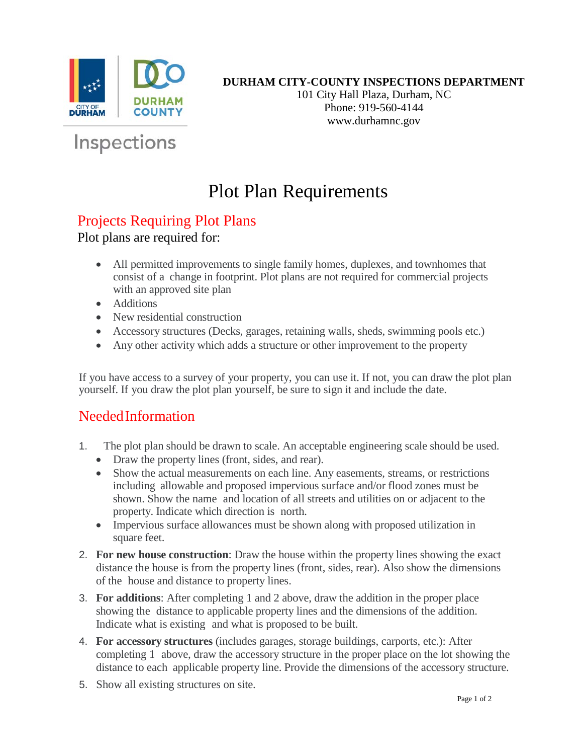**DURHAM CITY-COUNTY INSPECTIONS DEPARTMENT**
101 City Hall Plaza, Durham, NC
Phone: 919-560-4144
www.durhamnc.gov

Inspections

# Plot Plan Requirements

## Projects Requiring Plot Plans

Plot plans are required for:

- All permitted improvements to single family homes, duplexes, and townhomes that consist of a change in footprint. Plot plans are not required for commercial projects with an approved site plan
- Additions
- New residential construction
- Accessory structures (Decks, garages, retaining walls, sheds, swimming pools etc.)
- Any other activity which adds a structure or other improvement to the property

If you have access to a survey of your property, you can use it. If not, you can draw the plot plan yourself. If you draw the plot plan yourself, be sure to sign it and include the date.

## Needed Information

1. The plot plan should be drawn to scale. An acceptable engineering scale should be used.
   - Draw the property lines (front, sides, and rear).
   - Show the actual measurements on each line. Any easements, streams, or restrictions including allowable and proposed impervious surface and/or flood zones must be shown. Show the name and location of all streets and utilities on or adjacent to the property. Indicate which direction is north.
   - Impervious surface allowances must be shown along with proposed utilization in square feet.
2. **For new house construction**: Draw the house within the property lines showing the exact distance the house is from the property lines (front, sides, rear). Also show the dimensions of the house and distance to property lines.
3. **For additions**: After completing 1 and 2 above, draw the addition in the proper place showing the distance to applicable property lines and the dimensions of the addition. Indicate what is existing and what is proposed to be built.
4. **For accessory structures** (includes garages, storage buildings, carports, etc.): After completing 1 above, draw the accessory structure in the proper place on the lot showing the distance to each applicable property line. Provide the dimensions of the accessory structure.
5. Show all existing structures on site.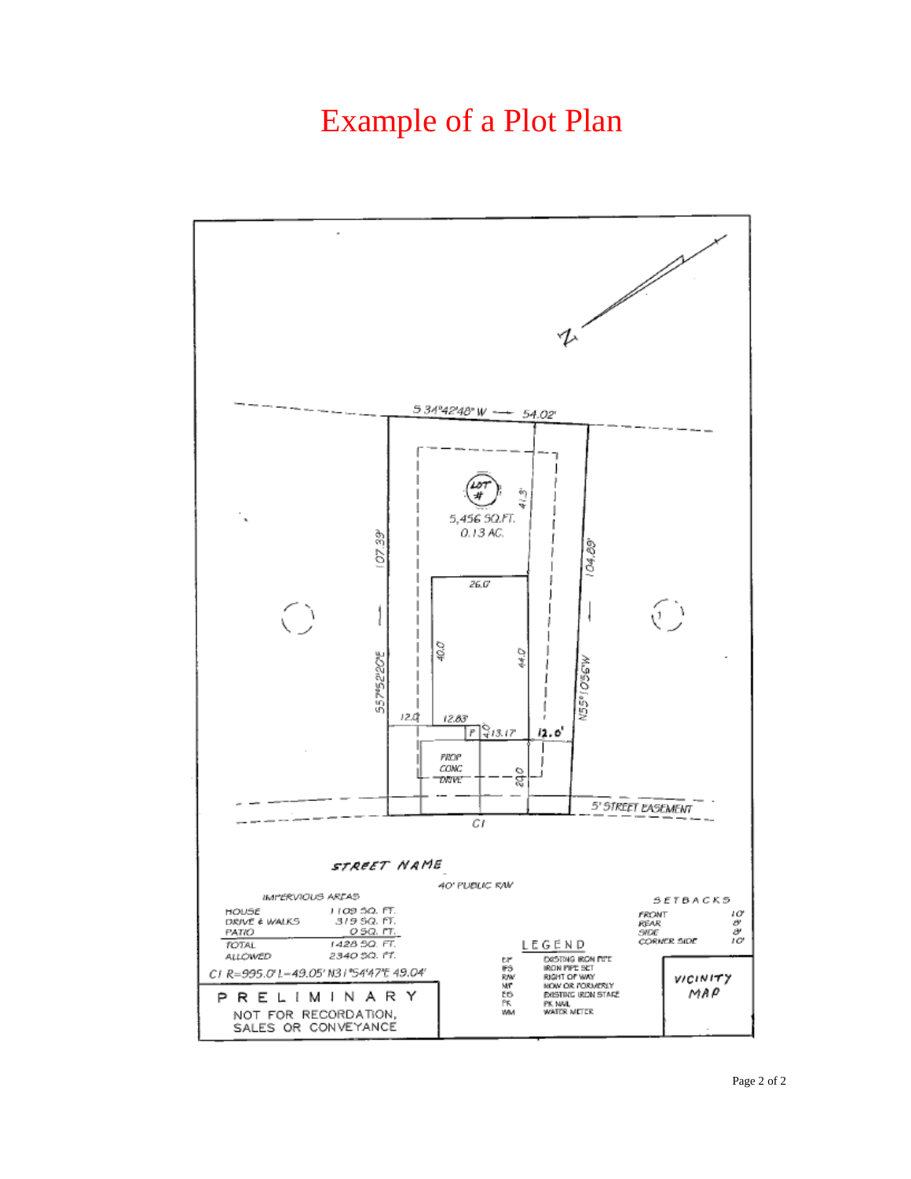# Example of a Plot Plan

N

S 34°42'48" W — 54.02'

LOT #

5,456 SQ.FT.
0.13 AC.

41.3'

107.39'

104.89'

26.0'

40.0

44.0

S57°52'20"E

N55°10'56"W

12.0'

12.83'

P

4.0

13.17'

12.0'

PROP CONC DRIVE

29.0

5' STREET EASEMENT

C1

STREET NAME

40' PUBLIC R/W

IMPERVIOUS AREAS

| | |
|---|---|
| HOUSE | 1109 SQ. FT. |
| DRIVE & WALKS | 319 SQ. FT. |
| PATIO | 0 SQ. FT. |
| TOTAL | 1428 SQ. FT. |
| ALLOWED | 2340 SQ. FT. |

C1 R=995.0' L=49.05' N31°54'47"E 49.04'

SETBACKS

| | |
|---|---|
| FRONT | 10' |
| REAR | 8' |
| SIDE | 8' |
| CORNER SIDE | 10' |

LEGEND

| | |
|---|---|
| EIP | EXISTING IRON PIPE |
| IPS | IRON PIPE SET |
| R/W | RIGHT OF WAY |
| N/F | NOW OR FORMERLY |
| EIS | EXISTING IRON STAKE |
| PK | PK NAIL |
| WM | WATER METER |

VICINITY MAP

PRELIMINARY

NOT FOR RECORDATION, SALES OR CONVEYANCE